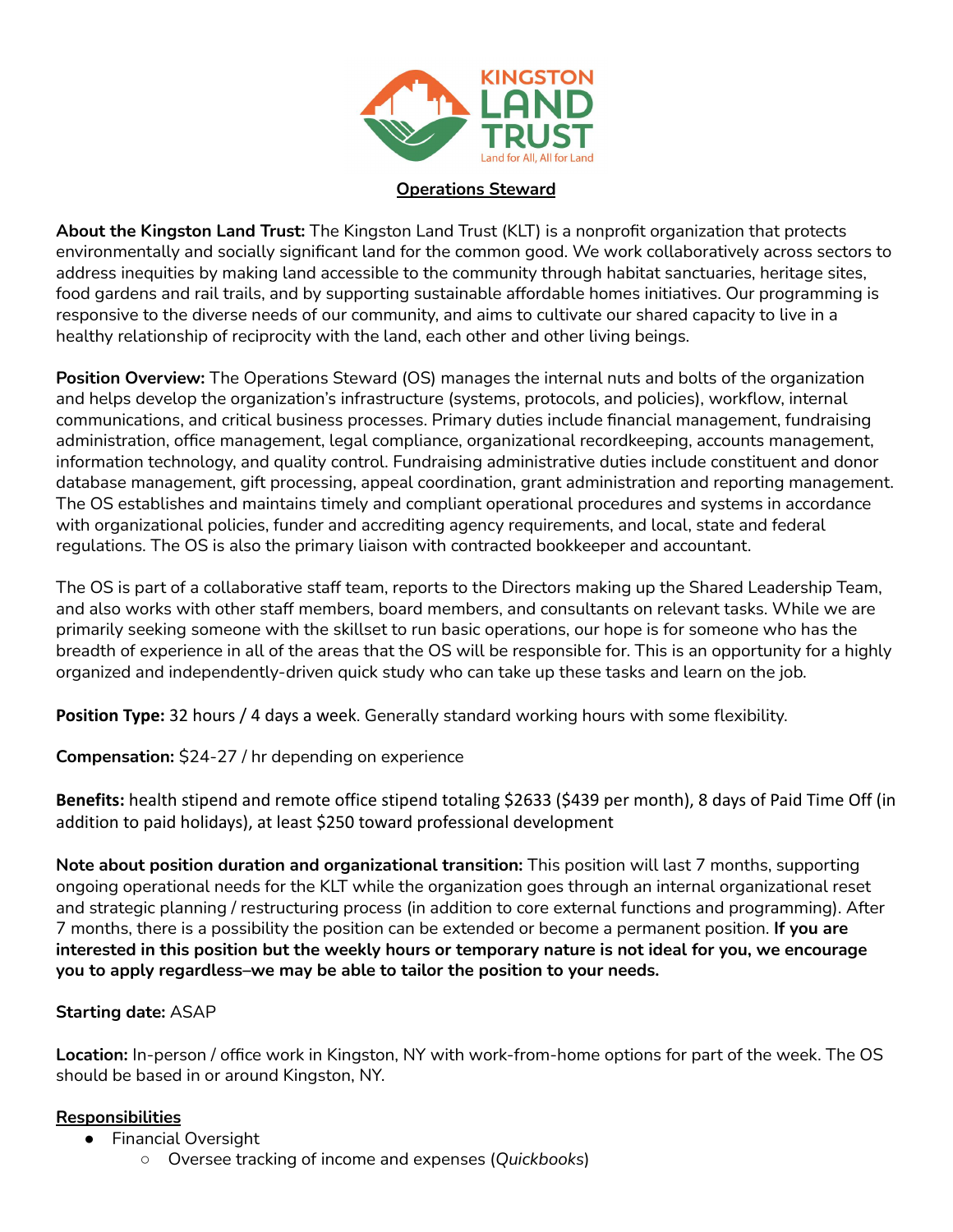KINGSTON LAND TRUST

Land for All, All for Land

## Operations Steward

**About the Kingston Land Trust:** The Kingston Land Trust (KLT) is a nonprofit organization that protects environmentally and socially significant land for the common good. We work collaboratively across sectors to address inequities by making land accessible to the community through habitat sanctuaries, heritage sites, food gardens and rail trails, and by supporting sustainable affordable homes initiatives. Our programming is responsive to the diverse needs of our community, and aims to cultivate our shared capacity to live in a healthy relationship of reciprocity with the land, each other and other living beings.

**Position Overview:** The Operations Steward (OS) manages the internal nuts and bolts of the organization and helps develop the organization's infrastructure (systems, protocols, and policies), workflow, internal communications, and critical business processes. Primary duties include financial management, fundraising administration, office management, legal compliance, organizational recordkeeping, accounts management, information technology, and quality control. Fundraising administrative duties include constituent and donor database management, gift processing, appeal coordination, grant administration and reporting management. The OS establishes and maintains timely and compliant operational procedures and systems in accordance with organizational policies, funder and accrediting agency requirements, and local, state and federal regulations. The OS is also the primary liaison with contracted bookkeeper and accountant.

The OS is part of a collaborative staff team, reports to the Directors making up the Shared Leadership Team, and also works with other staff members, board members, and consultants on relevant tasks. While we are primarily seeking someone with the skillset to run basic operations, our hope is for someone who has the breadth of experience in all of the areas that the OS will be responsible for. This is an opportunity for a highly organized and independently-driven quick study who can take up these tasks and learn on the job.

**Position Type:** 32 hours / 4 days a week. Generally standard working hours with some flexibility.

**Compensation:** $24-27 / hr depending on experience

**Benefits:** health stipend and remote office stipend totaling $2633 ($439 per month), 8 days of Paid Time Off (in addition to paid holidays), at least $250 toward professional development

**Note about position duration and organizational transition:** This position will last 7 months, supporting ongoing operational needs for the KLT while the organization goes through an internal organizational reset and strategic planning / restructuring process (in addition to core external functions and programming). After 7 months, there is a possibility the position can be extended or become a permanent position. **If you are interested in this position but the weekly hours or temporary nature is not ideal for you, we encourage you to apply regardless–we may be able to tailor the position to your needs.**

**Starting date:** ASAP

**Location:** In-person / office work in Kingston, NY with work-from-home options for part of the week. The OS should be based in or around Kingston, NY.

### Responsibilities

- Financial Oversight
    - Oversee tracking of income and expenses (*Quickbooks*)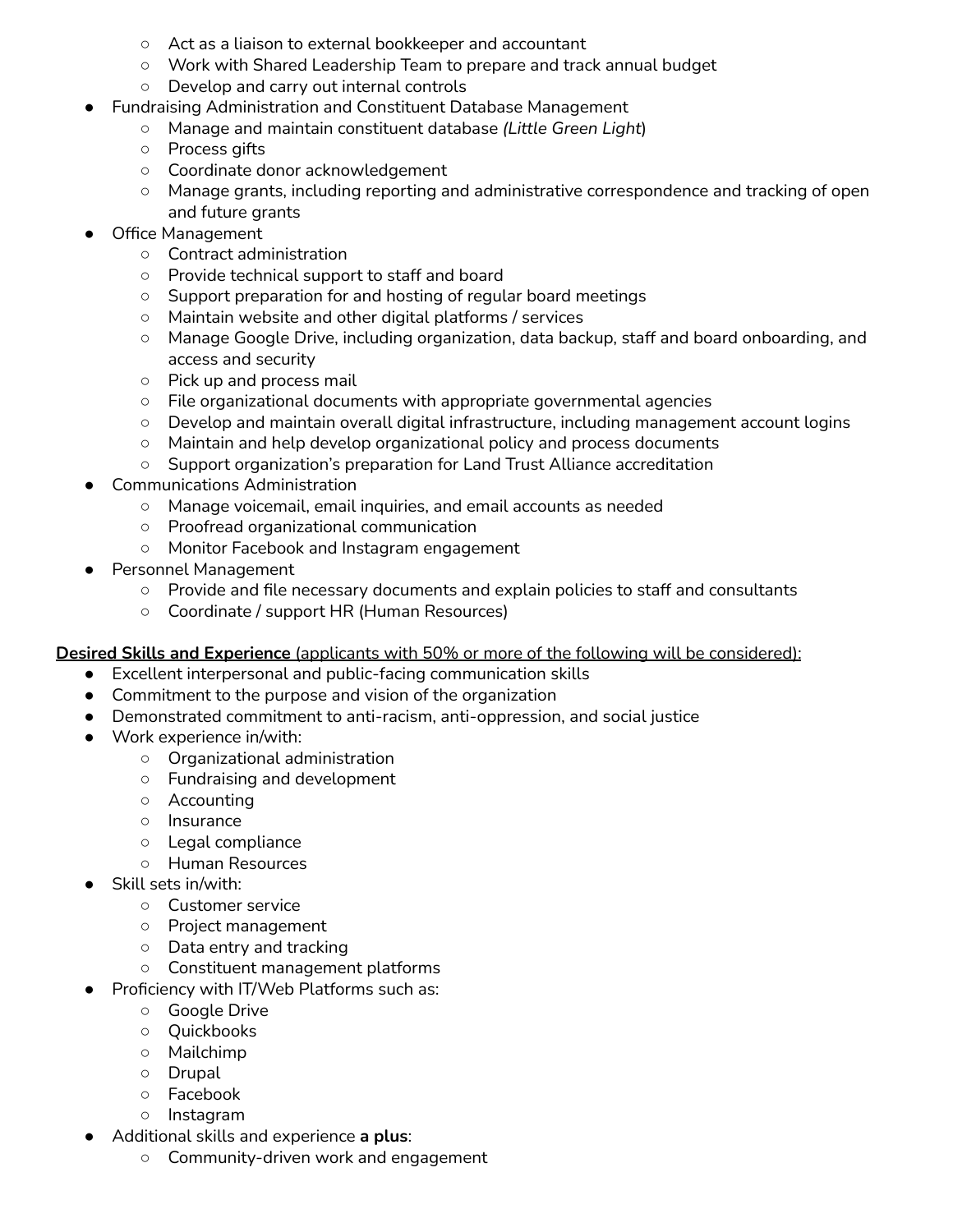- Act as a liaison to external bookkeeper and accountant
    - Work with Shared Leadership Team to prepare and track annual budget
    - Develop and carry out internal controls
- Fundraising Administration and Constituent Database Management
    - Manage and maintain constituent database *(Little Green Light)*
    - Process gifts
    - Coordinate donor acknowledgement
    - Manage grants, including reporting and administrative correspondence and tracking of open and future grants
- Office Management
    - Contract administration
    - Provide technical support to staff and board
    - Support preparation for and hosting of regular board meetings
    - Maintain website and other digital platforms / services
    - Manage Google Drive, including organization, data backup, staff and board onboarding, and access and security
    - Pick up and process mail
    - File organizational documents with appropriate governmental agencies
    - Develop and maintain overall digital infrastructure, including management account logins
    - Maintain and help develop organizational policy and process documents
    - Support organization's preparation for Land Trust Alliance accreditation
- Communications Administration
    - Manage voicemail, email inquiries, and email accounts as needed
    - Proofread organizational communication
    - Monitor Facebook and Instagram engagement
- Personnel Management
    - Provide and file necessary documents and explain policies to staff and consultants
    - Coordinate / support HR (Human Resources)

**Desired Skills and Experience** (applicants with 50% or more of the following will be considered):

- Excellent interpersonal and public-facing communication skills
- Commitment to the purpose and vision of the organization
- Demonstrated commitment to anti-racism, anti-oppression, and social justice
- Work experience in/with:
    - Organizational administration
    - Fundraising and development
    - Accounting
    - Insurance
    - Legal compliance
    - Human Resources
- Skill sets in/with:
    - Customer service
    - Project management
    - Data entry and tracking
    - Constituent management platforms
- Proficiency with IT/Web Platforms such as:
    - Google Drive
    - Quickbooks
    - Mailchimp
    - Drupal
    - Facebook
    - Instagram
- Additional skills and experience **a plus**:
    - Community-driven work and engagement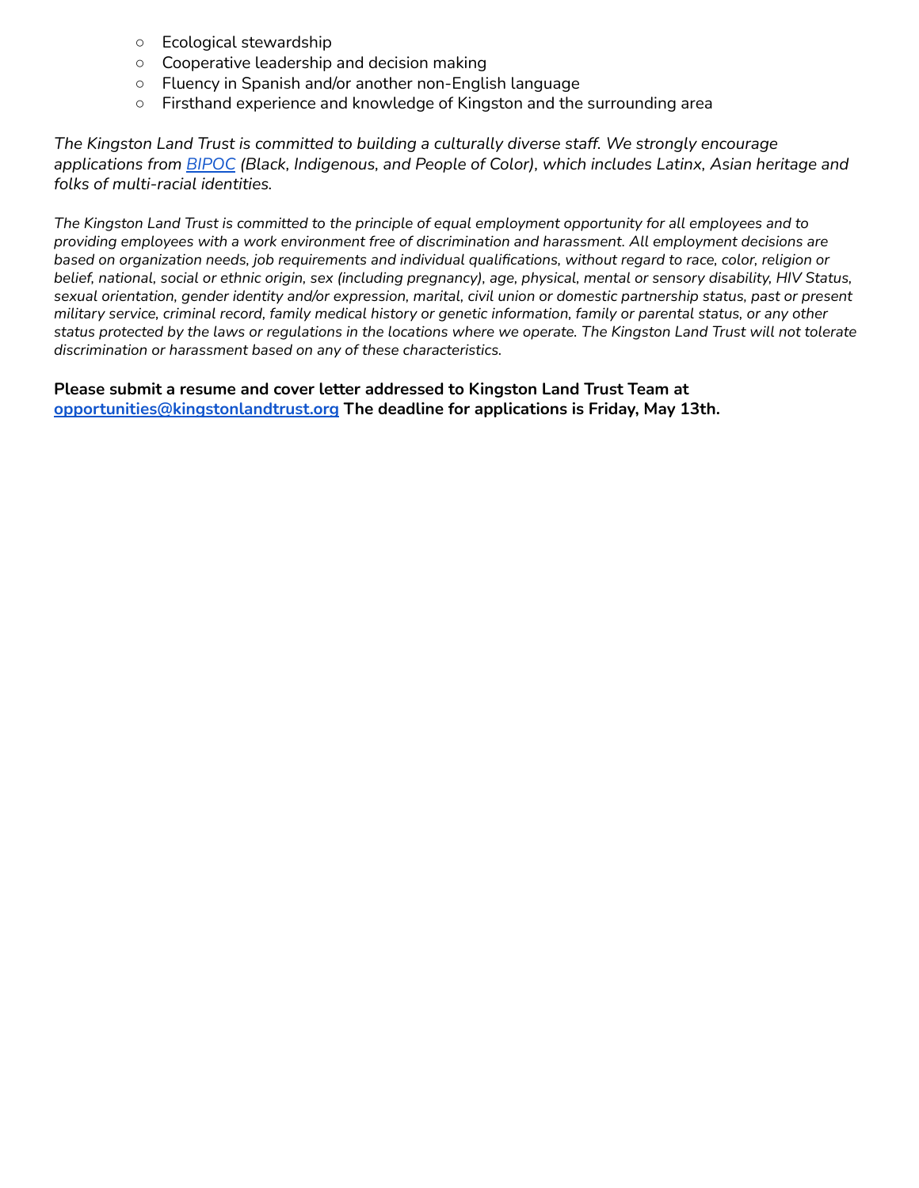- Ecological stewardship
- Cooperative leadership and decision making
- Fluency in Spanish and/or another non-English language
- Firsthand experience and knowledge of Kingston and the surrounding area

*The Kingston Land Trust is committed to building a culturally diverse staff. We strongly encourage applications from BIPOC (Black, Indigenous, and People of Color), which includes Latinx, Asian heritage and folks of multi-racial identities.*

*The Kingston Land Trust is committed to the principle of equal employment opportunity for all employees and to providing employees with a work environment free of discrimination and harassment. All employment decisions are based on organization needs, job requirements and individual qualifications, without regard to race, color, religion or belief, national, social or ethnic origin, sex (including pregnancy), age, physical, mental or sensory disability, HIV Status, sexual orientation, gender identity and/or expression, marital, civil union or domestic partnership status, past or present military service, criminal record, family medical history or genetic information, family or parental status, or any other status protected by the laws or regulations in the locations where we operate. The Kingston Land Trust will not tolerate discrimination or harassment based on any of these characteristics.*

**Please submit a resume and cover letter addressed to Kingston Land Trust Team at opportunities@kingstonlandtrust.org The deadline for applications is Friday, May 13th.**